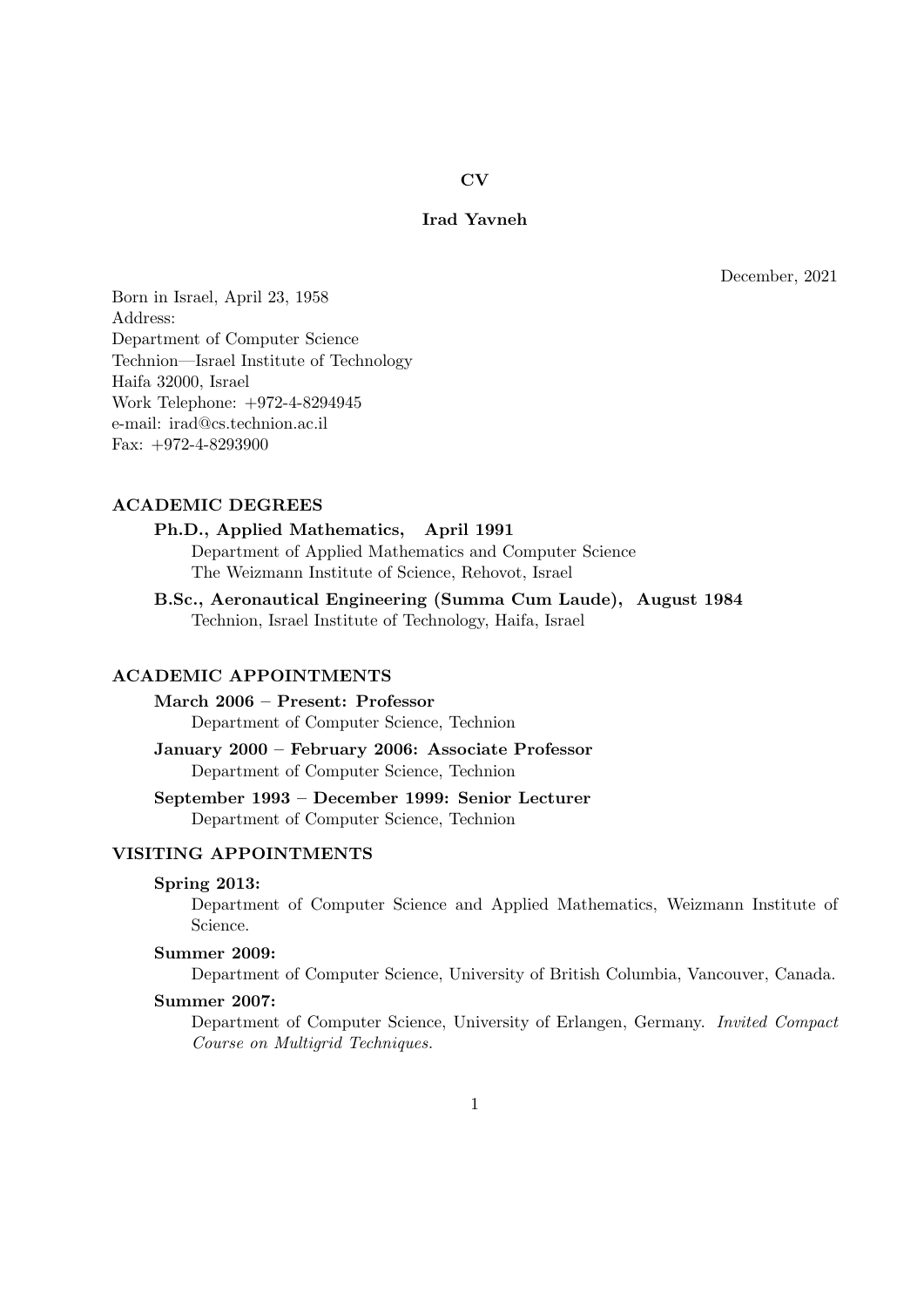# CV

## Irad Yavneh

December, 2021

Born in Israel, April 23, 1958
Address:
Department of Computer Science
Technion—Israel Institute of Technology
Haifa 32000, Israel
Work Telephone: +972-4-8294945
e-mail: irad@cs.technion.ac.il
Fax: +972-4-8293900

### ACADEMIC DEGREES

**Ph.D., Applied Mathematics, April 1991**
Department of Applied Mathematics and Computer Science
The Weizmann Institute of Science, Rehovot, Israel

**B.Sc., Aeronautical Engineering (Summa Cum Laude), August 1984**
Technion, Israel Institute of Technology, Haifa, Israel

### ACADEMIC APPOINTMENTS

**March 2006 – Present: Professor**
Department of Computer Science, Technion

**January 2000 – February 2006: Associate Professor**
Department of Computer Science, Technion

**September 1993 – December 1999: Senior Lecturer**
Department of Computer Science, Technion

### VISITING APPOINTMENTS

**Spring 2013:**
Department of Computer Science and Applied Mathematics, Weizmann Institute of Science.

**Summer 2009:**
Department of Computer Science, University of British Columbia, Vancouver, Canada.

**Summer 2007:**
Department of Computer Science, University of Erlangen, Germany. *Invited Compact Course on Multigrid Techniques.*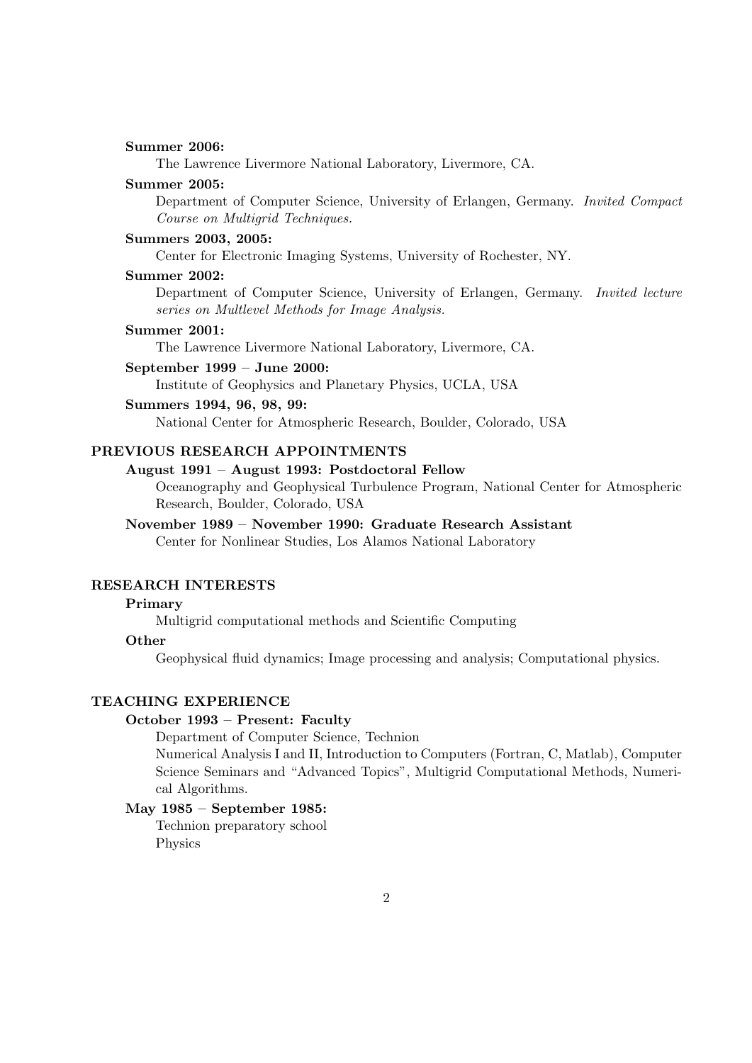**Summer 2006:**

The Lawrence Livermore National Laboratory, Livermore, CA.

**Summer 2005:**

Department of Computer Science, University of Erlangen, Germany. *Invited Compact Course on Multigrid Techniques.*

**Summers 2003, 2005:**

Center for Electronic Imaging Systems, University of Rochester, NY.

**Summer 2002:**

Department of Computer Science, University of Erlangen, Germany. *Invited lecture series on Multlevel Methods for Image Analysis.*

**Summer 2001:**

The Lawrence Livermore National Laboratory, Livermore, CA.

**September 1999 – June 2000:**

Institute of Geophysics and Planetary Physics, UCLA, USA

**Summers 1994, 96, 98, 99:**

National Center for Atmospheric Research, Boulder, Colorado, USA

## PREVIOUS RESEARCH APPOINTMENTS

**August 1991 – August 1993: Postdoctoral Fellow**

Oceanography and Geophysical Turbulence Program, National Center for Atmospheric Research, Boulder, Colorado, USA

**November 1989 – November 1990: Graduate Research Assistant**

Center for Nonlinear Studies, Los Alamos National Laboratory

## RESEARCH INTERESTS

**Primary**

Multigrid computational methods and Scientific Computing

**Other**

Geophysical fluid dynamics; Image processing and analysis; Computational physics.

## TEACHING EXPERIENCE

**October 1993 – Present: Faculty**

Department of Computer Science, Technion

Numerical Analysis I and II, Introduction to Computers (Fortran, C, Matlab), Computer Science Seminars and "Advanced Topics", Multigrid Computational Methods, Numerical Algorithms.

**May 1985 – September 1985:**

Technion preparatory school

Physics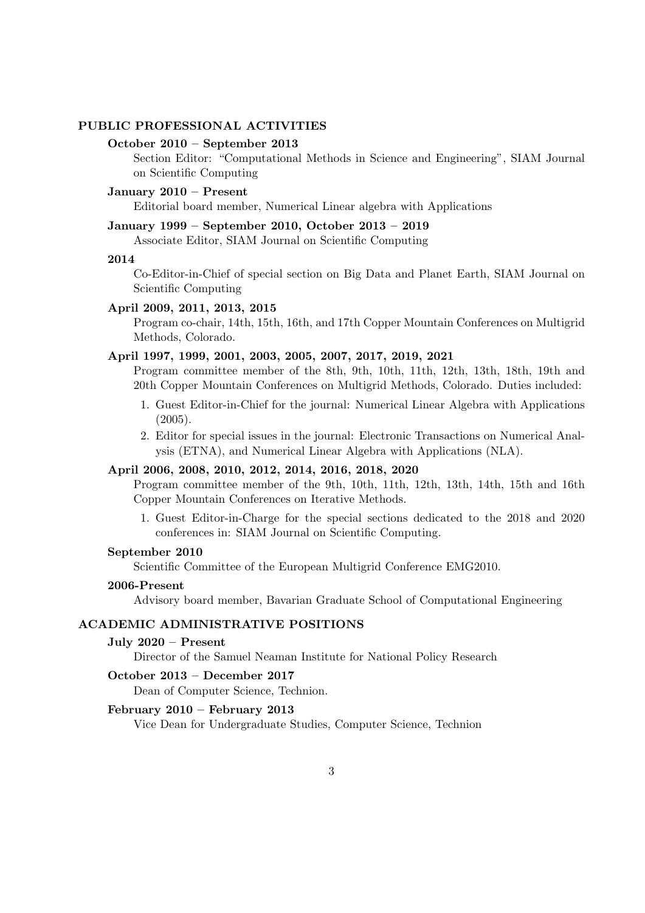## PUBLIC PROFESSIONAL ACTIVITIES

**October 2010 – September 2013**

Section Editor: "Computational Methods in Science and Engineering", SIAM Journal on Scientific Computing

**January 2010 – Present**

Editorial board member, Numerical Linear algebra with Applications

**January 1999 – September 2010, October 2013 – 2019**

Associate Editor, SIAM Journal on Scientific Computing

**2014**

Co-Editor-in-Chief of special section on Big Data and Planet Earth, SIAM Journal on Scientific Computing

**April 2009, 2011, 2013, 2015**

Program co-chair, 14th, 15th, 16th, and 17th Copper Mountain Conferences on Multigrid Methods, Colorado.

**April 1997, 1999, 2001, 2003, 2005, 2007, 2017, 2019, 2021**

Program committee member of the 8th, 9th, 10th, 11th, 12th, 13th, 18th, 19th and 20th Copper Mountain Conferences on Multigrid Methods, Colorado. Duties included:

1. Guest Editor-in-Chief for the journal: Numerical Linear Algebra with Applications (2005).
2. Editor for special issues in the journal: Electronic Transactions on Numerical Analysis (ETNA), and Numerical Linear Algebra with Applications (NLA).

**April 2006, 2008, 2010, 2012, 2014, 2016, 2018, 2020**

Program committee member of the 9th, 10th, 11th, 12th, 13th, 14th, 15th and 16th Copper Mountain Conferences on Iterative Methods.

1. Guest Editor-in-Charge for the special sections dedicated to the 2018 and 2020 conferences in: SIAM Journal on Scientific Computing.

**September 2010**

Scientific Committee of the European Multigrid Conference EMG2010.

**2006-Present**

Advisory board member, Bavarian Graduate School of Computational Engineering

## ACADEMIC ADMINISTRATIVE POSITIONS

**July 2020 – Present**

Director of the Samuel Neaman Institute for National Policy Research

**October 2013 – December 2017**

Dean of Computer Science, Technion.

**February 2010 – February 2013**

Vice Dean for Undergraduate Studies, Computer Science, Technion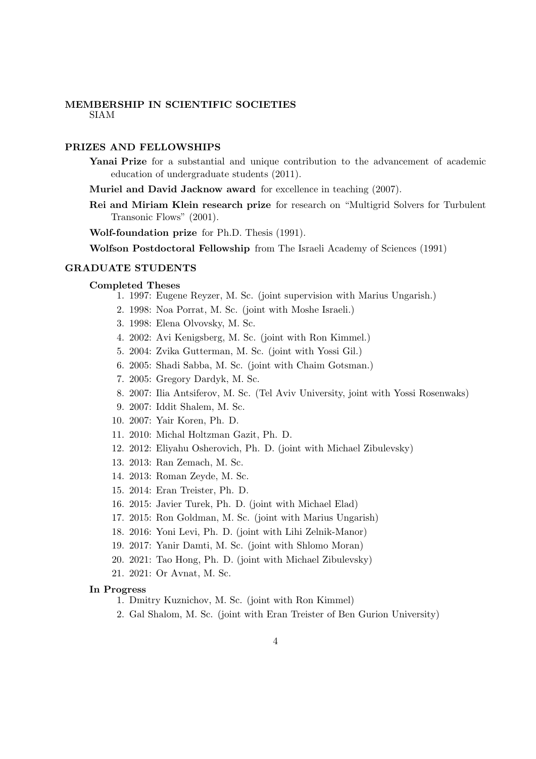## MEMBERSHIP IN SCIENTIFIC SOCIETIES

SIAM

## PRIZES AND FELLOWSHIPS

**Yanai Prize** for a substantial and unique contribution to the advancement of academic education of undergraduate students (2011).

**Muriel and David Jacknow award** for excellence in teaching (2007).

**Rei and Miriam Klein research prize** for research on "Multigrid Solvers for Turbulent Transonic Flows" (2001).

**Wolf-foundation prize** for Ph.D. Thesis (1991).

**Wolfson Postdoctoral Fellowship** from The Israeli Academy of Sciences (1991)

## GRADUATE STUDENTS

### Completed Theses

1. 1997: Eugene Reyzer, M. Sc. (joint supervision with Marius Ungarish.)
2. 1998: Noa Porrat, M. Sc. (joint with Moshe Israeli.)
3. 1998: Elena Olvovsky, M. Sc.
4. 2002: Avi Kenigsberg, M. Sc. (joint with Ron Kimmel.)
5. 2004: Zvika Gutterman, M. Sc. (joint with Yossi Gil.)
6. 2005: Shadi Sabba, M. Sc. (joint with Chaim Gotsman.)
7. 2005: Gregory Dardyk, M. Sc.
8. 2007: Ilia Antsiferov, M. Sc. (Tel Aviv University, joint with Yossi Rosenwaks)
9. 2007: Iddit Shalem, M. Sc.
10. 2007: Yair Koren, Ph. D.
11. 2010: Michal Holtzman Gazit, Ph. D.
12. 2012: Eliyahu Osherovich, Ph. D. (joint with Michael Zibulevsky)
13. 2013: Ran Zemach, M. Sc.
14. 2013: Roman Zeyde, M. Sc.
15. 2014: Eran Treister, Ph. D.
16. 2015: Javier Turek, Ph. D. (joint with Michael Elad)
17. 2015: Ron Goldman, M. Sc. (joint with Marius Ungarish)
18. 2016: Yoni Levi, Ph. D. (joint with Lihi Zelnik-Manor)
19. 2017: Yanir Damti, M. Sc. (joint with Shlomo Moran)
20. 2021: Tao Hong, Ph. D. (joint with Michael Zibulevsky)
21. 2021: Or Avnat, M. Sc.

### In Progress

1. Dmitry Kuznichov, M. Sc. (joint with Ron Kimmel)
2. Gal Shalom, M. Sc. (joint with Eran Treister of Ben Gurion University)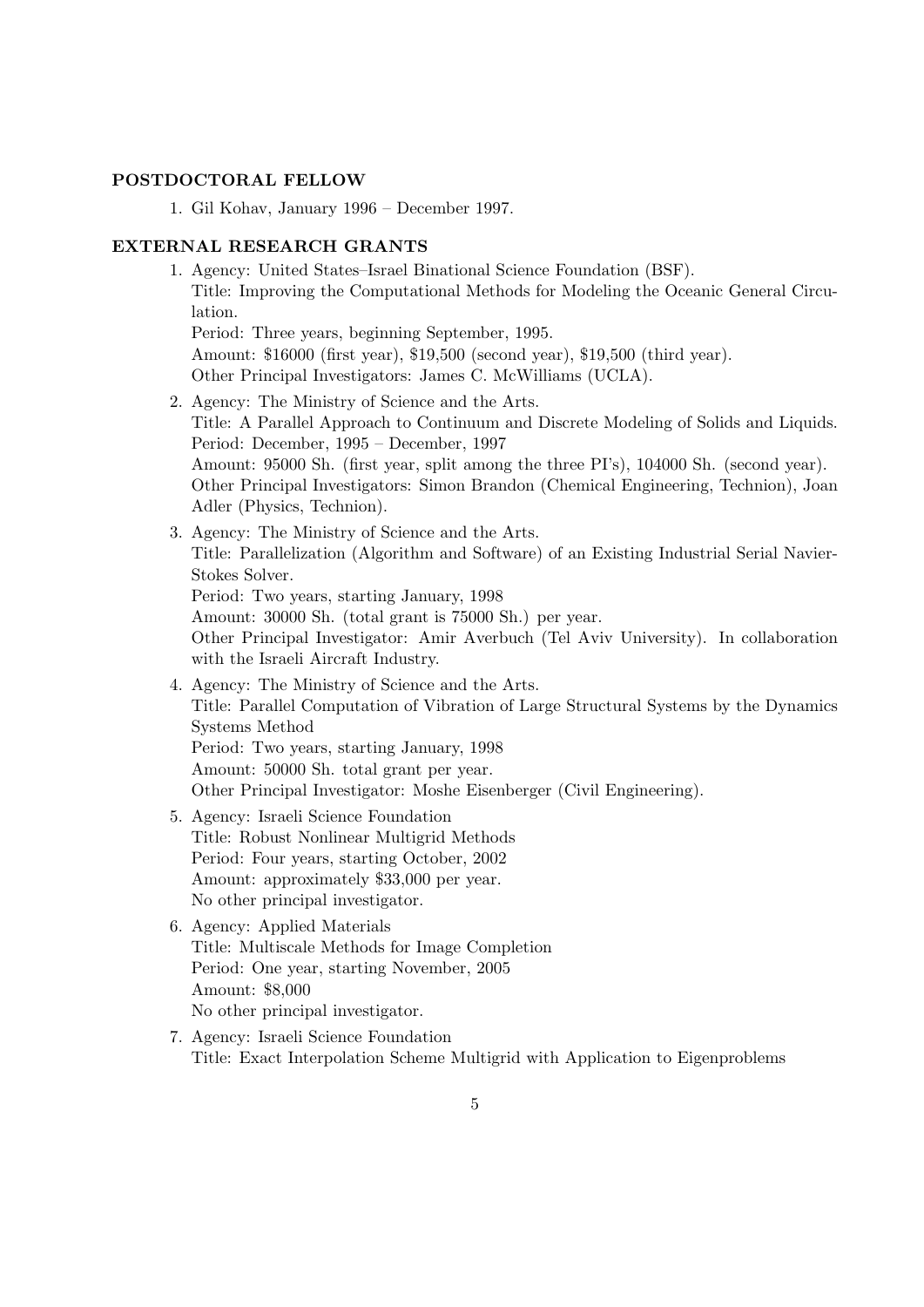## POSTDOCTORAL FELLOW

1. Gil Kohav, January 1996 – December 1997.

## EXTERNAL RESEARCH GRANTS

1. Agency: United States–Israel Binational Science Foundation (BSF).
   Title: Improving the Computational Methods for Modeling the Oceanic General Circulation.
   Period: Three years, beginning September, 1995.
   Amount: $16000 (first year), $19,500 (second year), $19,500 (third year).
   Other Principal Investigators: James C. McWilliams (UCLA).

2. Agency: The Ministry of Science and the Arts.
   Title: A Parallel Approach to Continuum and Discrete Modeling of Solids and Liquids.
   Period: December, 1995 – December, 1997
   Amount: 95000 Sh. (first year, split among the three PI's), 104000 Sh. (second year).
   Other Principal Investigators: Simon Brandon (Chemical Engineering, Technion), Joan Adler (Physics, Technion).

3. Agency: The Ministry of Science and the Arts.
   Title: Parallelization (Algorithm and Software) of an Existing Industrial Serial Navier-Stokes Solver.
   Period: Two years, starting January, 1998
   Amount: 30000 Sh. (total grant is 75000 Sh.) per year.
   Other Principal Investigator: Amir Averbuch (Tel Aviv University). In collaboration with the Israeli Aircraft Industry.

4. Agency: The Ministry of Science and the Arts.
   Title: Parallel Computation of Vibration of Large Structural Systems by the Dynamics Systems Method
   Period: Two years, starting January, 1998
   Amount: 50000 Sh. total grant per year.
   Other Principal Investigator: Moshe Eisenberger (Civil Engineering).

5. Agency: Israeli Science Foundation
   Title: Robust Nonlinear Multigrid Methods
   Period: Four years, starting October, 2002
   Amount: approximately $33,000 per year.
   No other principal investigator.

6. Agency: Applied Materials
   Title: Multiscale Methods for Image Completion
   Period: One year, starting November, 2005
   Amount: $8,000
   No other principal investigator.

7. Agency: Israeli Science Foundation
   Title: Exact Interpolation Scheme Multigrid with Application to Eigenproblems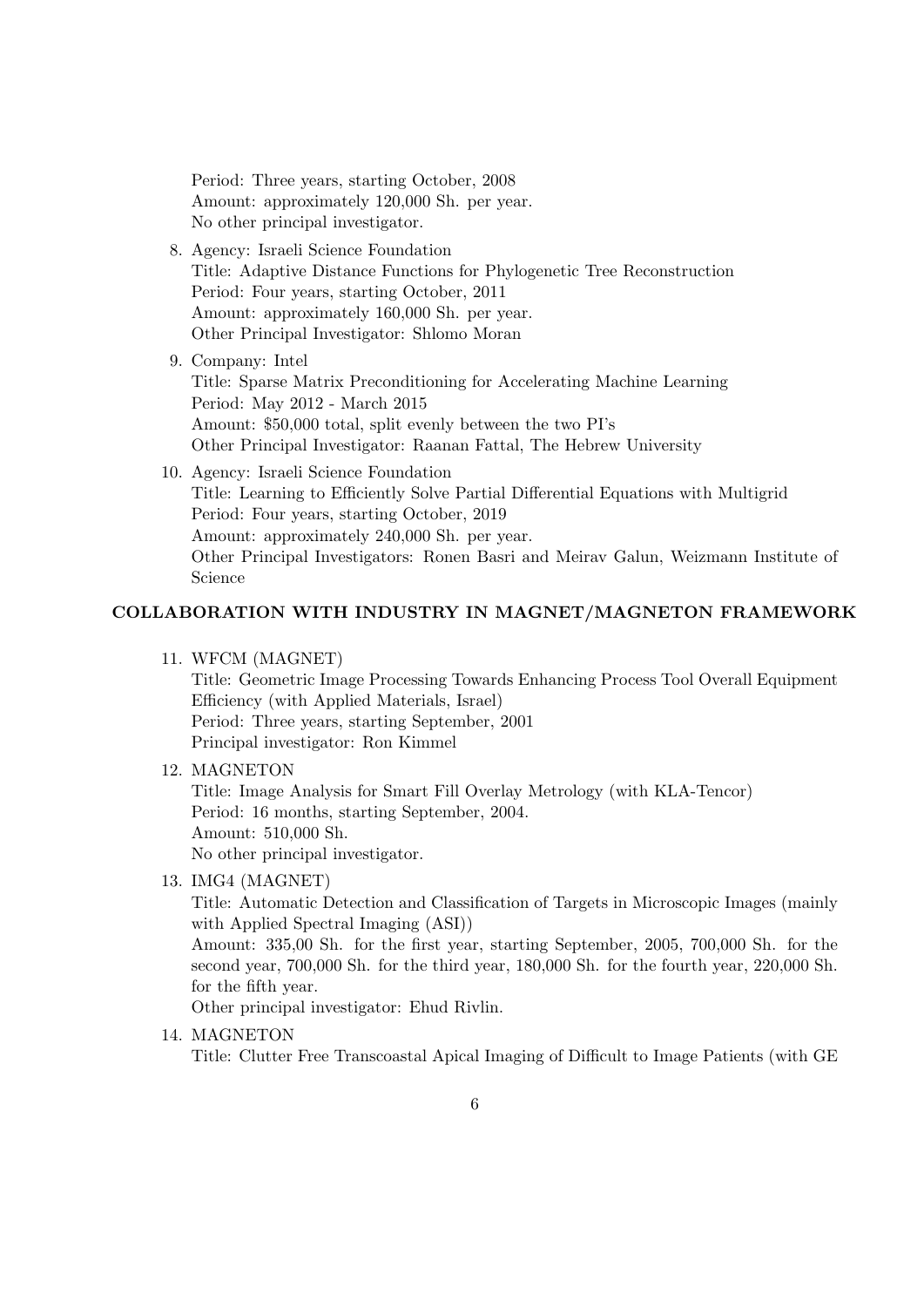Period: Three years, starting October, 2008
Amount: approximately 120,000 Sh. per year.
No other principal investigator.

8. Agency: Israeli Science Foundation
   Title: Adaptive Distance Functions for Phylogenetic Tree Reconstruction
   Period: Four years, starting October, 2011
   Amount: approximately 160,000 Sh. per year.
   Other Principal Investigator: Shlomo Moran
9. Company: Intel
   Title: Sparse Matrix Preconditioning for Accelerating Machine Learning
   Period: May 2012 - March 2015
   Amount: $50,000 total, split evenly between the two PI's
   Other Principal Investigator: Raanan Fattal, The Hebrew University
10. Agency: Israeli Science Foundation
    Title: Learning to Efficiently Solve Partial Differential Equations with Multigrid
    Period: Four years, starting October, 2019
    Amount: approximately 240,000 Sh. per year.
    Other Principal Investigators: Ronen Basri and Meirav Galun, Weizmann Institute of Science

## COLLABORATION WITH INDUSTRY IN MAGNET/MAGNETON FRAMEWORK

11. WFCM (MAGNET)
    Title: Geometric Image Processing Towards Enhancing Process Tool Overall Equipment Efficiency (with Applied Materials, Israel)
    Period: Three years, starting September, 2001
    Principal investigator: Ron Kimmel
12. MAGNETON
    Title: Image Analysis for Smart Fill Overlay Metrology (with KLA-Tencor)
    Period: 16 months, starting September, 2004.
    Amount: 510,000 Sh.
    No other principal investigator.
13. IMG4 (MAGNET)
    Title: Automatic Detection and Classification of Targets in Microscopic Images (mainly with Applied Spectral Imaging (ASI))
    Amount: 335,00 Sh. for the first year, starting September, 2005, 700,000 Sh. for the second year, 700,000 Sh. for the third year, 180,000 Sh. for the fourth year, 220,000 Sh. for the fifth year.
    Other principal investigator: Ehud Rivlin.
14. MAGNETON
    Title: Clutter Free Transcoastal Apical Imaging of Difficult to Image Patients (with GE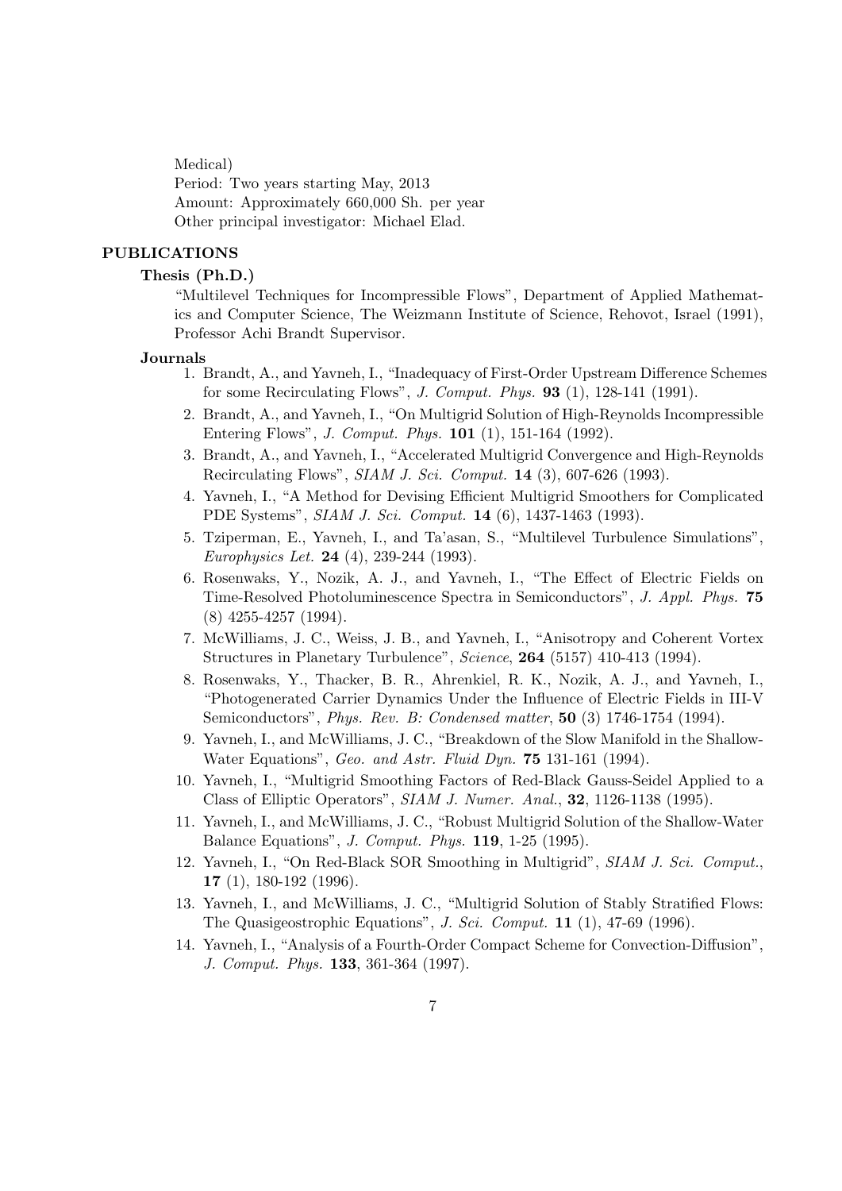Medical)
Period: Two years starting May, 2013
Amount: Approximately 660,000 Sh. per year
Other principal investigator: Michael Elad.

## PUBLICATIONS

### Thesis (Ph.D.)

"Multilevel Techniques for Incompressible Flows", Department of Applied Mathematics and Computer Science, The Weizmann Institute of Science, Rehovot, Israel (1991), Professor Achi Brandt Supervisor.

### Journals

1. Brandt, A., and Yavneh, I., "Inadequacy of First-Order Upstream Difference Schemes for some Recirculating Flows", *J. Comput. Phys.* **93** (1), 128-141 (1991).
2. Brandt, A., and Yavneh, I., "On Multigrid Solution of High-Reynolds Incompressible Entering Flows", *J. Comput. Phys.* **101** (1), 151-164 (1992).
3. Brandt, A., and Yavneh, I., "Accelerated Multigrid Convergence and High-Reynolds Recirculating Flows", *SIAM J. Sci. Comput.* **14** (3), 607-626 (1993).
4. Yavneh, I., "A Method for Devising Efficient Multigrid Smoothers for Complicated PDE Systems", *SIAM J. Sci. Comput.* **14** (6), 1437-1463 (1993).
5. Tziperman, E., Yavneh, I., and Ta'asan, S., "Multilevel Turbulence Simulations", *Europhysics Let.* **24** (4), 239-244 (1993).
6. Rosenwaks, Y., Nozik, A. J., and Yavneh, I., "The Effect of Electric Fields on Time-Resolved Photoluminescence Spectra in Semiconductors", *J. Appl. Phys.* **75** (8) 4255-4257 (1994).
7. McWilliams, J. C., Weiss, J. B., and Yavneh, I., "Anisotropy and Coherent Vortex Structures in Planetary Turbulence", *Science*, **264** (5157) 410-413 (1994).
8. Rosenwaks, Y., Thacker, B. R., Ahrenkiel, R. K., Nozik, A. J., and Yavneh, I., "Photogenerated Carrier Dynamics Under the Influence of Electric Fields in III-V Semiconductors", *Phys. Rev. B: Condensed matter*, **50** (3) 1746-1754 (1994).
9. Yavneh, I., and McWilliams, J. C., "Breakdown of the Slow Manifold in the Shallow-Water Equations", *Geo. and Astr. Fluid Dyn.* **75** 131-161 (1994).
10. Yavneh, I., "Multigrid Smoothing Factors of Red-Black Gauss-Seidel Applied to a Class of Elliptic Operators", *SIAM J. Numer. Anal.*, **32**, 1126-1138 (1995).
11. Yavneh, I., and McWilliams, J. C., "Robust Multigrid Solution of the Shallow-Water Balance Equations", *J. Comput. Phys.* **119**, 1-25 (1995).
12. Yavneh, I., "On Red-Black SOR Smoothing in Multigrid", *SIAM J. Sci. Comput.*, **17** (1), 180-192 (1996).
13. Yavneh, I., and McWilliams, J. C., "Multigrid Solution of Stably Stratified Flows: The Quasigeostrophic Equations", *J. Sci. Comput.* **11** (1), 47-69 (1996).
14. Yavneh, I., "Analysis of a Fourth-Order Compact Scheme for Convection-Diffusion", *J. Comput. Phys.* **133**, 361-364 (1997).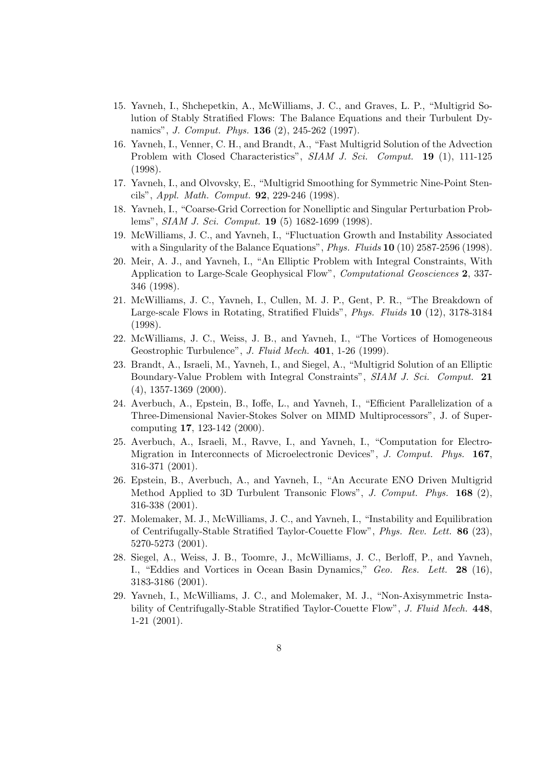15. Yavneh, I., Shchepetkin, A., McWilliams, J. C., and Graves, L. P., "Multigrid Solution of Stably Stratified Flows: The Balance Equations and their Turbulent Dynamics", *J. Comput. Phys.* **136** (2), 245-262 (1997).
16. Yavneh, I., Venner, C. H., and Brandt, A., "Fast Multigrid Solution of the Advection Problem with Closed Characteristics", *SIAM J. Sci. Comput.* **19** (1), 111-125 (1998).
17. Yavneh, I., and Olvovsky, E., "Multigrid Smoothing for Symmetric Nine-Point Stencils", *Appl. Math. Comput.* **92**, 229-246 (1998).
18. Yavneh, I., "Coarse-Grid Correction for Nonelliptic and Singular Perturbation Problems", *SIAM J. Sci. Comput.* **19** (5) 1682-1699 (1998).
19. McWilliams, J. C., and Yavneh, I., "Fluctuation Growth and Instability Associated with a Singularity of the Balance Equations", *Phys. Fluids* **10** (10) 2587-2596 (1998).
20. Meir, A. J., and Yavneh, I., "An Elliptic Problem with Integral Constraints, With Application to Large-Scale Geophysical Flow", *Computational Geosciences* **2**, 337-346 (1998).
21. McWilliams, J. C., Yavneh, I., Cullen, M. J. P., Gent, P. R., "The Breakdown of Large-scale Flows in Rotating, Stratified Fluids", *Phys. Fluids* **10** (12), 3178-3184 (1998).
22. McWilliams, J. C., Weiss, J. B., and Yavneh, I., "The Vortices of Homogeneous Geostrophic Turbulence", *J. Fluid Mech.* **401**, 1-26 (1999).
23. Brandt, A., Israeli, M., Yavneh, I., and Siegel, A., "Multigrid Solution of an Elliptic Boundary-Value Problem with Integral Constraints", *SIAM J. Sci. Comput.* **21** (4), 1357-1369 (2000).
24. Averbuch, A., Epstein, B., Ioffe, L., and Yavneh, I., "Efficient Parallelization of a Three-Dimensional Navier-Stokes Solver on MIMD Multiprocessors", J. of Supercomputing **17**, 123-142 (2000).
25. Averbuch, A., Israeli, M., Ravve, I., and Yavneh, I., "Computation for Electro-Migration in Interconnects of Microelectronic Devices", *J. Comput. Phys.* **167**, 316-371 (2001).
26. Epstein, B., Averbuch, A., and Yavneh, I., "An Accurate ENO Driven Multigrid Method Applied to 3D Turbulent Transonic Flows", *J. Comput. Phys.* **168** (2), 316-338 (2001).
27. Molemaker, M. J., McWilliams, J. C., and Yavneh, I., "Instability and Equilibration of Centrifugally-Stable Stratified Taylor-Couette Flow", *Phys. Rev. Lett.* **86** (23), 5270-5273 (2001).
28. Siegel, A., Weiss, J. B., Toomre, J., McWilliams, J. C., Berloff, P., and Yavneh, I., "Eddies and Vortices in Ocean Basin Dynamics," *Geo. Res. Lett.* **28** (16), 3183-3186 (2001).
29. Yavneh, I., McWilliams, J. C., and Molemaker, M. J., "Non-Axisymmetric Instability of Centrifugally-Stable Stratified Taylor-Couette Flow", *J. Fluid Mech.* **448**, 1-21 (2001).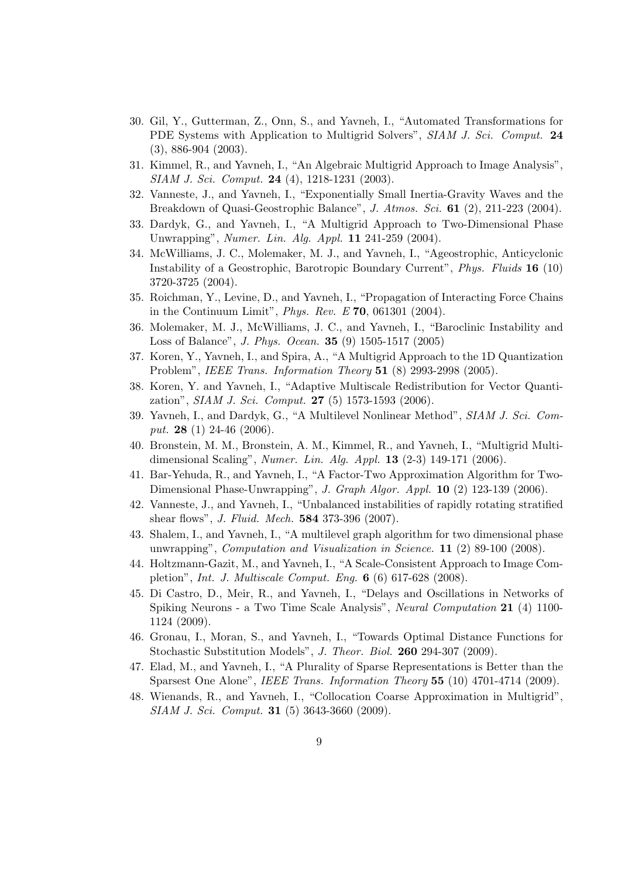30. Gil, Y., Gutterman, Z., Onn, S., and Yavneh, I., "Automated Transformations for PDE Systems with Application to Multigrid Solvers", *SIAM J. Sci. Comput.* **24** (3), 886-904 (2003).
31. Kimmel, R., and Yavneh, I., "An Algebraic Multigrid Approach to Image Analysis", *SIAM J. Sci. Comput.* **24** (4), 1218-1231 (2003).
32. Vanneste, J., and Yavneh, I., "Exponentially Small Inertia-Gravity Waves and the Breakdown of Quasi-Geostrophic Balance", *J. Atmos. Sci.* **61** (2), 211-223 (2004).
33. Dardyk, G., and Yavneh, I., "A Multigrid Approach to Two-Dimensional Phase Unwrapping", *Numer. Lin. Alg. Appl.* **11** 241-259 (2004).
34. McWilliams, J. C., Molemaker, M. J., and Yavneh, I., "Ageostrophic, Anticyclonic Instability of a Geostrophic, Barotropic Boundary Current", *Phys. Fluids* **16** (10) 3720-3725 (2004).
35. Roichman, Y., Levine, D., and Yavneh, I., "Propagation of Interacting Force Chains in the Continuum Limit", *Phys. Rev. E* **70**, 061301 (2004).
36. Molemaker, M. J., McWilliams, J. C., and Yavneh, I., "Baroclinic Instability and Loss of Balance", *J. Phys. Ocean.* **35** (9) 1505-1517 (2005)
37. Koren, Y., Yavneh, I., and Spira, A., "A Multigrid Approach to the 1D Quantization Problem", *IEEE Trans. Information Theory* **51** (8) 2993-2998 (2005).
38. Koren, Y. and Yavneh, I., "Adaptive Multiscale Redistribution for Vector Quantization", *SIAM J. Sci. Comput.* **27** (5) 1573-1593 (2006).
39. Yavneh, I., and Dardyk, G., "A Multilevel Nonlinear Method", *SIAM J. Sci. Comput.* **28** (1) 24-46 (2006).
40. Bronstein, M. M., Bronstein, A. M., Kimmel, R., and Yavneh, I., "Multigrid Multidimensional Scaling", *Numer. Lin. Alg. Appl.* **13** (2-3) 149-171 (2006).
41. Bar-Yehuda, R., and Yavneh, I., "A Factor-Two Approximation Algorithm for Two-Dimensional Phase-Unwrapping", *J. Graph Algor. Appl.* **10** (2) 123-139 (2006).
42. Vanneste, J., and Yavneh, I., "Unbalanced instabilities of rapidly rotating stratified shear flows", *J. Fluid. Mech.* **584** 373-396 (2007).
43. Shalem, I., and Yavneh, I., "A multilevel graph algorithm for two dimensional phase unwrapping", *Computation and Visualization in Science.* **11** (2) 89-100 (2008).
44. Holtzmann-Gazit, M., and Yavneh, I., "A Scale-Consistent Approach to Image Completion", *Int. J. Multiscale Comput. Eng.* **6** (6) 617-628 (2008).
45. Di Castro, D., Meir, R., and Yavneh, I., "Delays and Oscillations in Networks of Spiking Neurons - a Two Time Scale Analysis", *Neural Computation* **21** (4) 1100-1124 (2009).
46. Gronau, I., Moran, S., and Yavneh, I., "Towards Optimal Distance Functions for Stochastic Substitution Models", *J. Theor. Biol.* **260** 294-307 (2009).
47. Elad, M., and Yavneh, I., "A Plurality of Sparse Representations is Better than the Sparsest One Alone", *IEEE Trans. Information Theory* **55** (10) 4701-4714 (2009).
48. Wienands, R., and Yavneh, I., "Collocation Coarse Approximation in Multigrid", *SIAM J. Sci. Comput.* **31** (5) 3643-3660 (2009).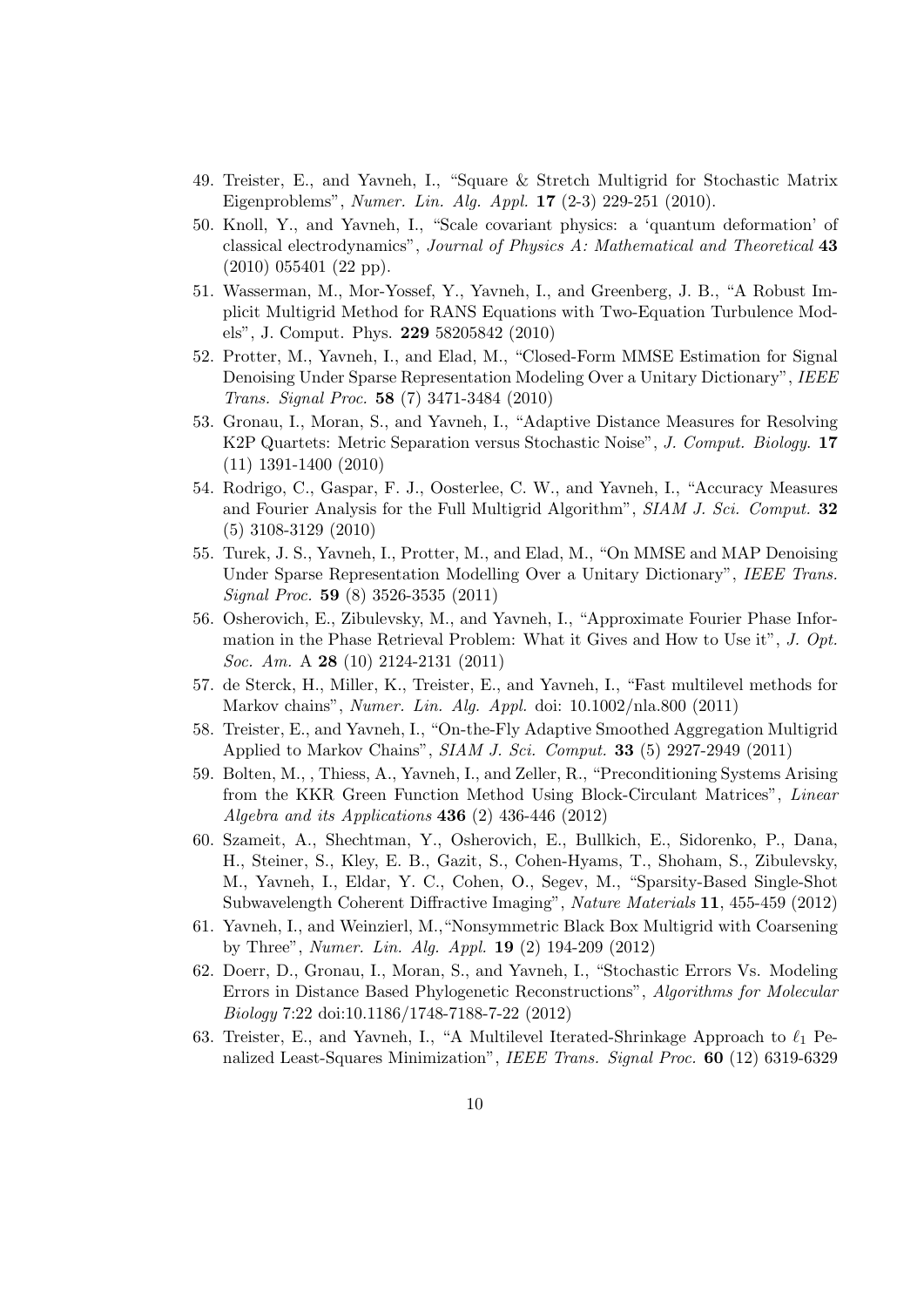49. Treister, E., and Yavneh, I., "Square & Stretch Multigrid for Stochastic Matrix Eigenproblems", *Numer. Lin. Alg. Appl.* **17** (2-3) 229-251 (2010).
50. Knoll, Y., and Yavneh, I., "Scale covariant physics: a 'quantum deformation' of classical electrodynamics", *Journal of Physics A: Mathematical and Theoretical* **43** (2010) 055401 (22 pp).
51. Wasserman, M., Mor-Yossef, Y., Yavneh, I., and Greenberg, J. B., "A Robust Implicit Multigrid Method for RANS Equations with Two-Equation Turbulence Models", J. Comput. Phys. **229** 58205842 (2010)
52. Protter, M., Yavneh, I., and Elad, M., "Closed-Form MMSE Estimation for Signal Denoising Under Sparse Representation Modeling Over a Unitary Dictionary", *IEEE Trans. Signal Proc.* **58** (7) 3471-3484 (2010)
53. Gronau, I., Moran, S., and Yavneh, I., "Adaptive Distance Measures for Resolving K2P Quartets: Metric Separation versus Stochastic Noise", *J. Comput. Biology.* **17** (11) 1391-1400 (2010)
54. Rodrigo, C., Gaspar, F. J., Oosterlee, C. W., and Yavneh, I., "Accuracy Measures and Fourier Analysis for the Full Multigrid Algorithm", *SIAM J. Sci. Comput.* **32** (5) 3108-3129 (2010)
55. Turek, J. S., Yavneh, I., Protter, M., and Elad, M., "On MMSE and MAP Denoising Under Sparse Representation Modelling Over a Unitary Dictionary", *IEEE Trans. Signal Proc.* **59** (8) 3526-3535 (2011)
56. Osherovich, E., Zibulevsky, M., and Yavneh, I., "Approximate Fourier Phase Information in the Phase Retrieval Problem: What it Gives and How to Use it", *J. Opt. Soc. Am.* A **28** (10) 2124-2131 (2011)
57. de Sterck, H., Miller, K., Treister, E., and Yavneh, I., "Fast multilevel methods for Markov chains", *Numer. Lin. Alg. Appl.* doi: 10.1002/nla.800 (2011)
58. Treister, E., and Yavneh, I., "On-the-Fly Adaptive Smoothed Aggregation Multigrid Applied to Markov Chains", *SIAM J. Sci. Comput.* **33** (5) 2927-2949 (2011)
59. Bolten, M., , Thiess, A., Yavneh, I., and Zeller, R., "Preconditioning Systems Arising from the KKR Green Function Method Using Block-Circulant Matrices", *Linear Algebra and its Applications* **436** (2) 436-446 (2012)
60. Szameit, A., Shechtman, Y., Osherovich, E., Bullkich, E., Sidorenko, P., Dana, H., Steiner, S., Kley, E. B., Gazit, S., Cohen-Hyams, T., Shoham, S., Zibulevsky, M., Yavneh, I., Eldar, Y. C., Cohen, O., Segev, M., "Sparsity-Based Single-Shot Subwavelength Coherent Diffractive Imaging", *Nature Materials* **11**, 455-459 (2012)
61. Yavneh, I., and Weinzierl, M.,"Nonsymmetric Black Box Multigrid with Coarsening by Three", *Numer. Lin. Alg. Appl.* **19** (2) 194-209 (2012)
62. Doerr, D., Gronau, I., Moran, S., and Yavneh, I., "Stochastic Errors Vs. Modeling Errors in Distance Based Phylogenetic Reconstructions", *Algorithms for Molecular Biology* 7:22 doi:10.1186/1748-7188-7-22 (2012)
63. Treister, E., and Yavneh, I., "A Multilevel Iterated-Shrinkage Approach to $\ell_1$ Penalized Least-Squares Minimization", *IEEE Trans. Signal Proc.* **60** (12) 6319-6329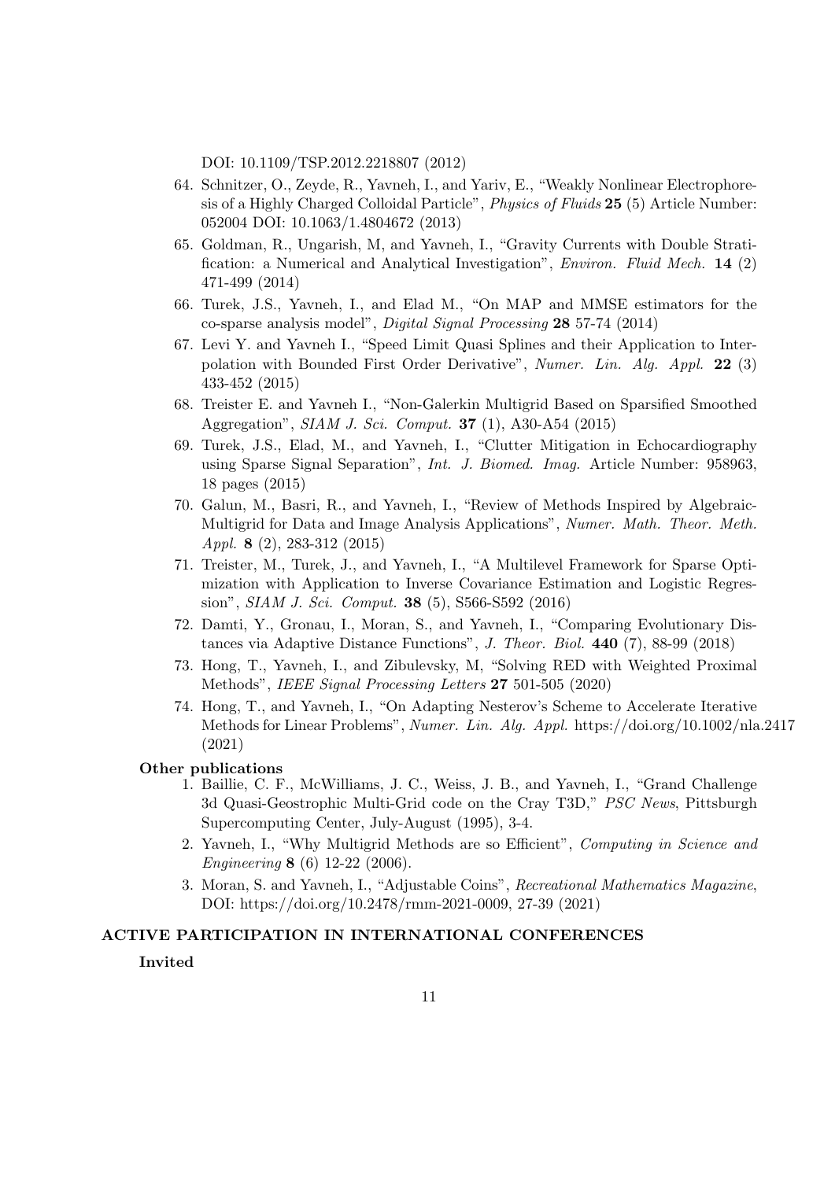DOI: 10.1109/TSP.2012.2218807 (2012)

64. Schnitzer, O., Zeyde, R., Yavneh, I., and Yariv, E., "Weakly Nonlinear Electrophoresis of a Highly Charged Colloidal Particle", *Physics of Fluids* **25** (5) Article Number: 052004 DOI: 10.1063/1.4804672 (2013)
65. Goldman, R., Ungarish, M, and Yavneh, I., "Gravity Currents with Double Stratification: a Numerical and Analytical Investigation", *Environ. Fluid Mech.* **14** (2) 471-499 (2014)
66. Turek, J.S., Yavneh, I., and Elad M., "On MAP and MMSE estimators for the co-sparse analysis model", *Digital Signal Processing* **28** 57-74 (2014)
67. Levi Y. and Yavneh I., "Speed Limit Quasi Splines and their Application to Interpolation with Bounded First Order Derivative", *Numer. Lin. Alg. Appl.* **22** (3) 433-452 (2015)
68. Treister E. and Yavneh I., "Non-Galerkin Multigrid Based on Sparsified Smoothed Aggregation", *SIAM J. Sci. Comput.* **37** (1), A30-A54 (2015)
69. Turek, J.S., Elad, M., and Yavneh, I., "Clutter Mitigation in Echocardiography using Sparse Signal Separation", *Int. J. Biomed. Imag.* Article Number: 958963, 18 pages (2015)
70. Galun, M., Basri, R., and Yavneh, I., "Review of Methods Inspired by Algebraic-Multigrid for Data and Image Analysis Applications", *Numer. Math. Theor. Meth. Appl.* **8** (2), 283-312 (2015)
71. Treister, M., Turek, J., and Yavneh, I., "A Multilevel Framework for Sparse Optimization with Application to Inverse Covariance Estimation and Logistic Regression", *SIAM J. Sci. Comput.* **38** (5), S566-S592 (2016)
72. Damti, Y., Gronau, I., Moran, S., and Yavneh, I., "Comparing Evolutionary Distances via Adaptive Distance Functions", *J. Theor. Biol.* **440** (7), 88-99 (2018)
73. Hong, T., Yavneh, I., and Zibulevsky, M, "Solving RED with Weighted Proximal Methods", *IEEE Signal Processing Letters* **27** 501-505 (2020)
74. Hong, T., and Yavneh, I., "On Adapting Nesterov's Scheme to Accelerate Iterative Methods for Linear Problems", *Numer. Lin. Alg. Appl.* https://doi.org/10.1002/nla.2417 (2021)

**Other publications**

1. Baillie, C. F., McWilliams, J. C., Weiss, J. B., and Yavneh, I., "Grand Challenge 3d Quasi-Geostrophic Multi-Grid code on the Cray T3D," *PSC News*, Pittsburgh Supercomputing Center, July-August (1995), 3-4.
2. Yavneh, I., "Why Multigrid Methods are so Efficient", *Computing in Science and Engineering* **8** (6) 12-22 (2006).
3. Moran, S. and Yavneh, I., "Adjustable Coins", *Recreational Mathematics Magazine*, DOI: https://doi.org/10.2478/rmm-2021-0009, 27-39 (2021)

## ACTIVE PARTICIPATION IN INTERNATIONAL CONFERENCES

**Invited**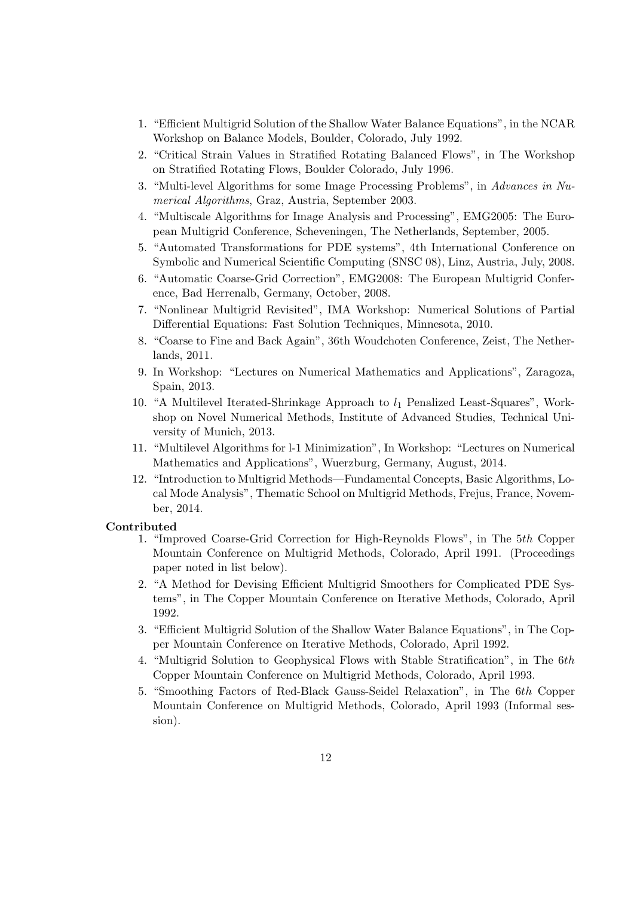1. “Efficient Multigrid Solution of the Shallow Water Balance Equations”, in the NCAR Workshop on Balance Models, Boulder, Colorado, July 1992.
2. “Critical Strain Values in Stratified Rotating Balanced Flows”, in The Workshop on Stratified Rotating Flows, Boulder Colorado, July 1996.
3. “Multi-level Algorithms for some Image Processing Problems”, in *Advances in Numerical Algorithms*, Graz, Austria, September 2003.
4. “Multiscale Algorithms for Image Analysis and Processing”, EMG2005: The European Multigrid Conference, Scheveningen, The Netherlands, September, 2005.
5. “Automated Transformations for PDE systems”, 4th International Conference on Symbolic and Numerical Scientific Computing (SNSC 08), Linz, Austria, July, 2008.
6. “Automatic Coarse-Grid Correction”, EMG2008: The European Multigrid Conference, Bad Herrenalb, Germany, October, 2008.
7. “Nonlinear Multigrid Revisited”, IMA Workshop: Numerical Solutions of Partial Differential Equations: Fast Solution Techniques, Minnesota, 2010.
8. “Coarse to Fine and Back Again”, 36th Woudchoten Conference, Zeist, The Netherlands, 2011.
9. In Workshop: “Lectures on Numerical Mathematics and Applications”, Zaragoza, Spain, 2013.
10. “A Multilevel Iterated-Shrinkage Approach to $l_1$ Penalized Least-Squares”, Workshop on Novel Numerical Methods, Institute of Advanced Studies, Technical University of Munich, 2013.
11. “Multilevel Algorithms for l-1 Minimization”, In Workshop: “Lectures on Numerical Mathematics and Applications”, Wuerzburg, Germany, August, 2014.
12. “Introduction to Multigrid Methods—Fundamental Concepts, Basic Algorithms, Local Mode Analysis”, Thematic School on Multigrid Methods, Frejus, France, November, 2014.

**Contributed**

1. “Improved Coarse-Grid Correction for High-Reynolds Flows”, in The 5*th* Copper Mountain Conference on Multigrid Methods, Colorado, April 1991. (Proceedings paper noted in list below).
2. “A Method for Devising Efficient Multigrid Smoothers for Complicated PDE Systems”, in The Copper Mountain Conference on Iterative Methods, Colorado, April 1992.
3. “Efficient Multigrid Solution of the Shallow Water Balance Equations”, in The Copper Mountain Conference on Iterative Methods, Colorado, April 1992.
4. “Multigrid Solution to Geophysical Flows with Stable Stratification”, in The 6*th* Copper Mountain Conference on Multigrid Methods, Colorado, April 1993.
5. “Smoothing Factors of Red-Black Gauss-Seidel Relaxation”, in The 6*th* Copper Mountain Conference on Multigrid Methods, Colorado, April 1993 (Informal session).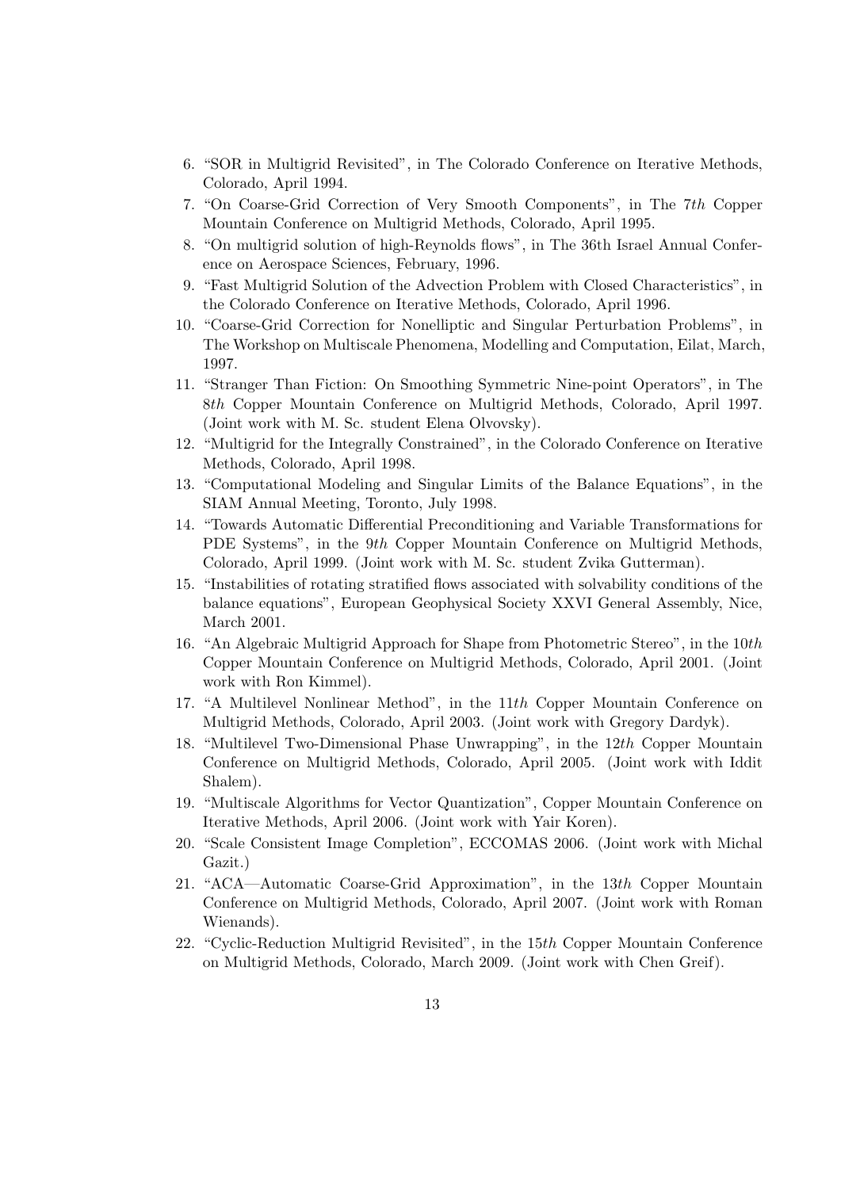6. "SOR in Multigrid Revisited", in The Colorado Conference on Iterative Methods, Colorado, April 1994.
7. "On Coarse-Grid Correction of Very Smooth Components", in The 7*th* Copper Mountain Conference on Multigrid Methods, Colorado, April 1995.
8. "On multigrid solution of high-Reynolds flows", in The 36th Israel Annual Conference on Aerospace Sciences, February, 1996.
9. "Fast Multigrid Solution of the Advection Problem with Closed Characteristics", in the Colorado Conference on Iterative Methods, Colorado, April 1996.
10. "Coarse-Grid Correction for Nonelliptic and Singular Perturbation Problems", in The Workshop on Multiscale Phenomena, Modelling and Computation, Eilat, March, 1997.
11. "Stranger Than Fiction: On Smoothing Symmetric Nine-point Operators", in The 8*th* Copper Mountain Conference on Multigrid Methods, Colorado, April 1997. (Joint work with M. Sc. student Elena Olvovsky).
12. "Multigrid for the Integrally Constrained", in the Colorado Conference on Iterative Methods, Colorado, April 1998.
13. "Computational Modeling and Singular Limits of the Balance Equations", in the SIAM Annual Meeting, Toronto, July 1998.
14. "Towards Automatic Differential Preconditioning and Variable Transformations for PDE Systems", in the 9*th* Copper Mountain Conference on Multigrid Methods, Colorado, April 1999. (Joint work with M. Sc. student Zvika Gutterman).
15. "Instabilities of rotating stratified flows associated with solvability conditions of the balance equations", European Geophysical Society XXVI General Assembly, Nice, March 2001.
16. "An Algebraic Multigrid Approach for Shape from Photometric Stereo", in the 10*th* Copper Mountain Conference on Multigrid Methods, Colorado, April 2001. (Joint work with Ron Kimmel).
17. "A Multilevel Nonlinear Method", in the 11*th* Copper Mountain Conference on Multigrid Methods, Colorado, April 2003. (Joint work with Gregory Dardyk).
18. "Multilevel Two-Dimensional Phase Unwrapping", in the 12*th* Copper Mountain Conference on Multigrid Methods, Colorado, April 2005. (Joint work with Iddit Shalem).
19. "Multiscale Algorithms for Vector Quantization", Copper Mountain Conference on Iterative Methods, April 2006. (Joint work with Yair Koren).
20. "Scale Consistent Image Completion", ECCOMAS 2006. (Joint work with Michal Gazit.)
21. "ACA—Automatic Coarse-Grid Approximation", in the 13*th* Copper Mountain Conference on Multigrid Methods, Colorado, April 2007. (Joint work with Roman Wienands).
22. "Cyclic-Reduction Multigrid Revisited", in the 15*th* Copper Mountain Conference on Multigrid Methods, Colorado, March 2009. (Joint work with Chen Greif).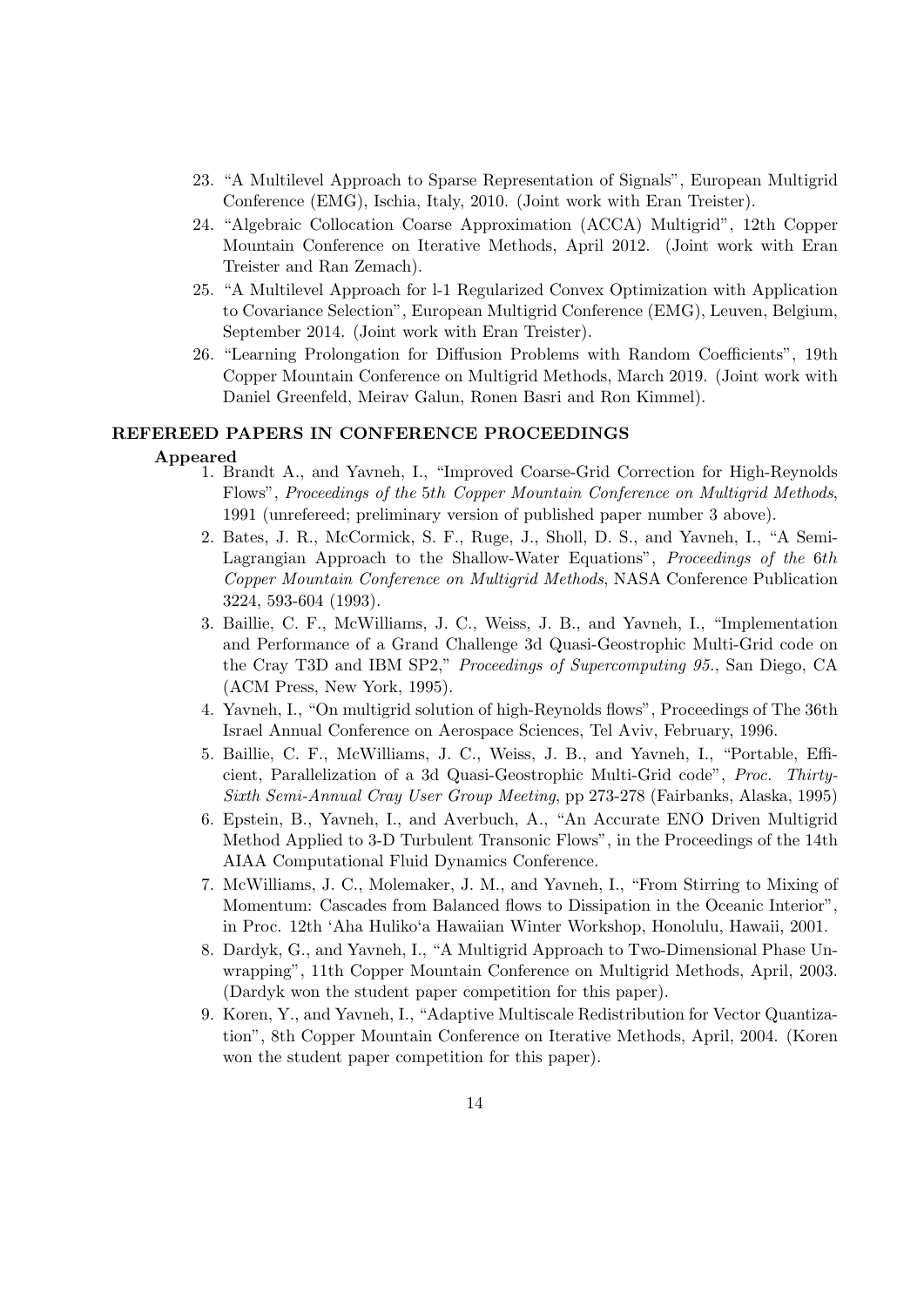23. "A Multilevel Approach to Sparse Representation of Signals", European Multigrid Conference (EMG), Ischia, Italy, 2010. (Joint work with Eran Treister).
24. "Algebraic Collocation Coarse Approximation (ACCA) Multigrid", 12th Copper Mountain Conference on Iterative Methods, April 2012. (Joint work with Eran Treister and Ran Zemach).
25. "A Multilevel Approach for l-1 Regularized Convex Optimization with Application to Covariance Selection", European Multigrid Conference (EMG), Leuven, Belgium, September 2014. (Joint work with Eran Treister).
26. "Learning Prolongation for Diffusion Problems with Random Coefficients", 19th Copper Mountain Conference on Multigrid Methods, March 2019. (Joint work with Daniel Greenfeld, Meirav Galun, Ronen Basri and Ron Kimmel).

## REFEREED PAPERS IN CONFERENCE PROCEEDINGS

### Appeared

1. Brandt A., and Yavneh, I., "Improved Coarse-Grid Correction for High-Reynolds Flows", *Proceedings of the 5th Copper Mountain Conference on Multigrid Methods*, 1991 (unrefereed; preliminary version of published paper number 3 above).
2. Bates, J. R., McCormick, S. F., Ruge, J., Sholl, D. S., and Yavneh, I., "A Semi-Lagrangian Approach to the Shallow-Water Equations", *Proceedings of the 6th Copper Mountain Conference on Multigrid Methods*, NASA Conference Publication 3224, 593-604 (1993).
3. Baillie, C. F., McWilliams, J. C., Weiss, J. B., and Yavneh, I., "Implementation and Performance of a Grand Challenge 3d Quasi-Geostrophic Multi-Grid code on the Cray T3D and IBM SP2," *Proceedings of Supercomputing 95.*, San Diego, CA (ACM Press, New York, 1995).
4. Yavneh, I., "On multigrid solution of high-Reynolds flows", Proceedings of The 36th Israel Annual Conference on Aerospace Sciences, Tel Aviv, February, 1996.
5. Baillie, C. F., McWilliams, J. C., Weiss, J. B., and Yavneh, I., "Portable, Efficient, Parallelization of a 3d Quasi-Geostrophic Multi-Grid code", *Proc. Thirty-Sixth Semi-Annual Cray User Group Meeting*, pp 273-278 (Fairbanks, Alaska, 1995)
6. Epstein, B., Yavneh, I., and Averbuch, A., "An Accurate ENO Driven Multigrid Method Applied to 3-D Turbulent Transonic Flows", in the Proceedings of the 14th AIAA Computational Fluid Dynamics Conference.
7. McWilliams, J. C., Molemaker, J. M., and Yavneh, I., "From Stirring to Mixing of Momentum: Cascades from Balanced flows to Dissipation in the Oceanic Interior", in Proc. 12th 'Aha Huliko'a Hawaiian Winter Workshop, Honolulu, Hawaii, 2001.
8. Dardyk, G., and Yavneh, I., "A Multigrid Approach to Two-Dimensional Phase Unwrapping", 11th Copper Mountain Conference on Multigrid Methods, April, 2003. (Dardyk won the student paper competition for this paper).
9. Koren, Y., and Yavneh, I., "Adaptive Multiscale Redistribution for Vector Quantization", 8th Copper Mountain Conference on Iterative Methods, April, 2004. (Koren won the student paper competition for this paper).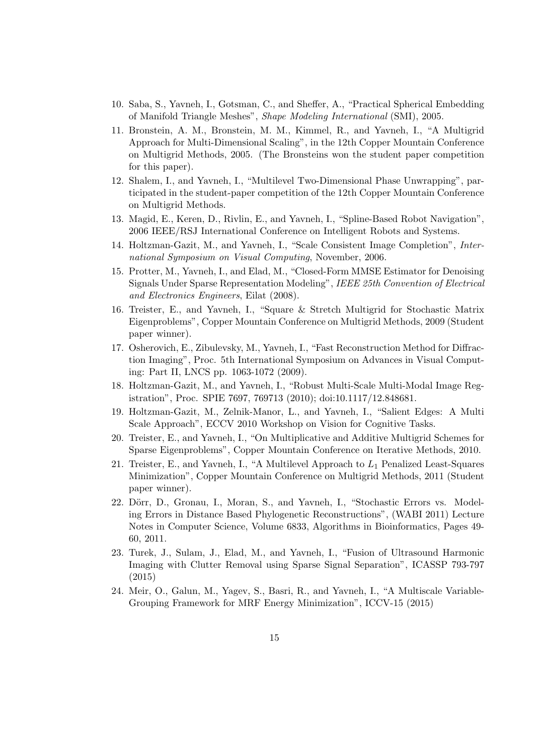10. Saba, S., Yavneh, I., Gotsman, C., and Sheffer, A., "Practical Spherical Embedding of Manifold Triangle Meshes", *Shape Modeling International* (SMI), 2005.
11. Bronstein, A. M., Bronstein, M. M., Kimmel, R., and Yavneh, I., "A Multigrid Approach for Multi-Dimensional Scaling", in the 12th Copper Mountain Conference on Multigrid Methods, 2005. (The Bronsteins won the student paper competition for this paper).
12. Shalem, I., and Yavneh, I., "Multilevel Two-Dimensional Phase Unwrapping", participated in the student-paper competition of the 12th Copper Mountain Conference on Multigrid Methods.
13. Magid, E., Keren, D., Rivlin, E., and Yavneh, I., "Spline-Based Robot Navigation", 2006 IEEE/RSJ International Conference on Intelligent Robots and Systems.
14. Holtzman-Gazit, M., and Yavneh, I., "Scale Consistent Image Completion", *International Symposium on Visual Computing*, November, 2006.
15. Protter, M., Yavneh, I., and Elad, M., "Closed-Form MMSE Estimator for Denoising Signals Under Sparse Representation Modeling", *IEEE 25th Convention of Electrical and Electronics Engineers*, Eilat (2008).
16. Treister, E., and Yavneh, I., "Square & Stretch Multigrid for Stochastic Matrix Eigenproblems", Copper Mountain Conference on Multigrid Methods, 2009 (Student paper winner).
17. Osherovich, E., Zibulevsky, M., Yavneh, I., "Fast Reconstruction Method for Diffraction Imaging", Proc. 5th International Symposium on Advances in Visual Computing: Part II, LNCS pp. 1063-1072 (2009).
18. Holtzman-Gazit, M., and Yavneh, I., "Robust Multi-Scale Multi-Modal Image Registration", Proc. SPIE 7697, 769713 (2010); doi:10.1117/12.848681.
19. Holtzman-Gazit, M., Zelnik-Manor, L., and Yavneh, I., "Salient Edges: A Multi Scale Approach", ECCV 2010 Workshop on Vision for Cognitive Tasks.
20. Treister, E., and Yavneh, I., "On Multiplicative and Additive Multigrid Schemes for Sparse Eigenproblems", Copper Mountain Conference on Iterative Methods, 2010.
21. Treister, E., and Yavneh, I., "A Multilevel Approach to $L_1$ Penalized Least-Squares Minimization", Copper Mountain Conference on Multigrid Methods, 2011 (Student paper winner).
22. Dörr, D., Gronau, I., Moran, S., and Yavneh, I., "Stochastic Errors vs. Modeling Errors in Distance Based Phylogenetic Reconstructions", (WABI 2011) Lecture Notes in Computer Science, Volume 6833, Algorithms in Bioinformatics, Pages 49-60, 2011.
23. Turek, J., Sulam, J., Elad, M., and Yavneh, I., "Fusion of Ultrasound Harmonic Imaging with Clutter Removal using Sparse Signal Separation", ICASSP 793-797 (2015)
24. Meir, O., Galun, M., Yagev, S., Basri, R., and Yavneh, I., "A Multiscale Variable-Grouping Framework for MRF Energy Minimization", ICCV-15 (2015)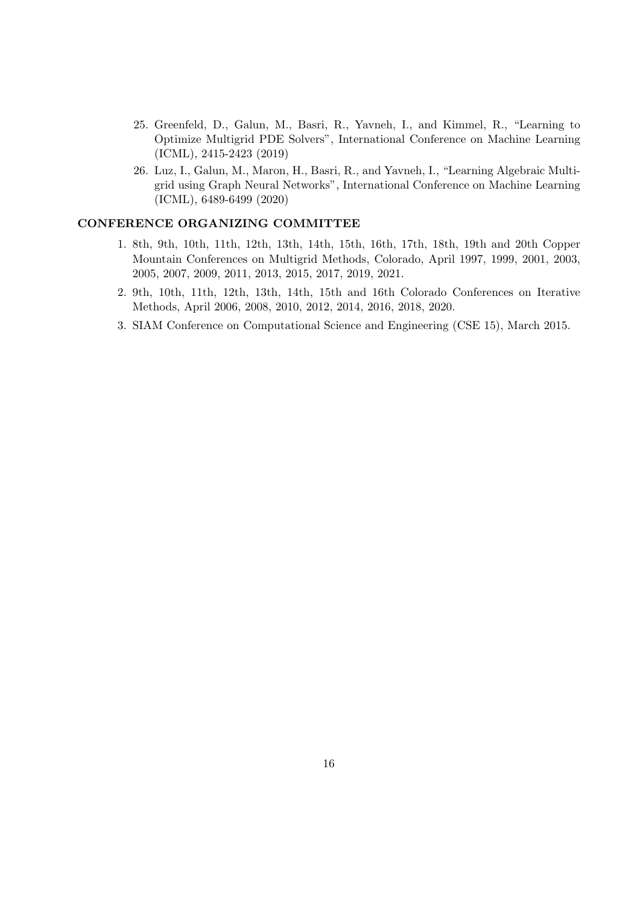25. Greenfeld, D., Galun, M., Basri, R., Yavneh, I., and Kimmel, R., "Learning to Optimize Multigrid PDE Solvers", International Conference on Machine Learning (ICML), 2415-2423 (2019)
26. Luz, I., Galun, M., Maron, H., Basri, R., and Yavneh, I., "Learning Algebraic Multigrid using Graph Neural Networks", International Conference on Machine Learning (ICML), 6489-6499 (2020)

## CONFERENCE ORGANIZING COMMITTEE

1. 8th, 9th, 10th, 11th, 12th, 13th, 14th, 15th, 16th, 17th, 18th, 19th and 20th Copper Mountain Conferences on Multigrid Methods, Colorado, April 1997, 1999, 2001, 2003, 2005, 2007, 2009, 2011, 2013, 2015, 2017, 2019, 2021.
2. 9th, 10th, 11th, 12th, 13th, 14th, 15th and 16th Colorado Conferences on Iterative Methods, April 2006, 2008, 2010, 2012, 2014, 2016, 2018, 2020.
3. SIAM Conference on Computational Science and Engineering (CSE 15), March 2015.